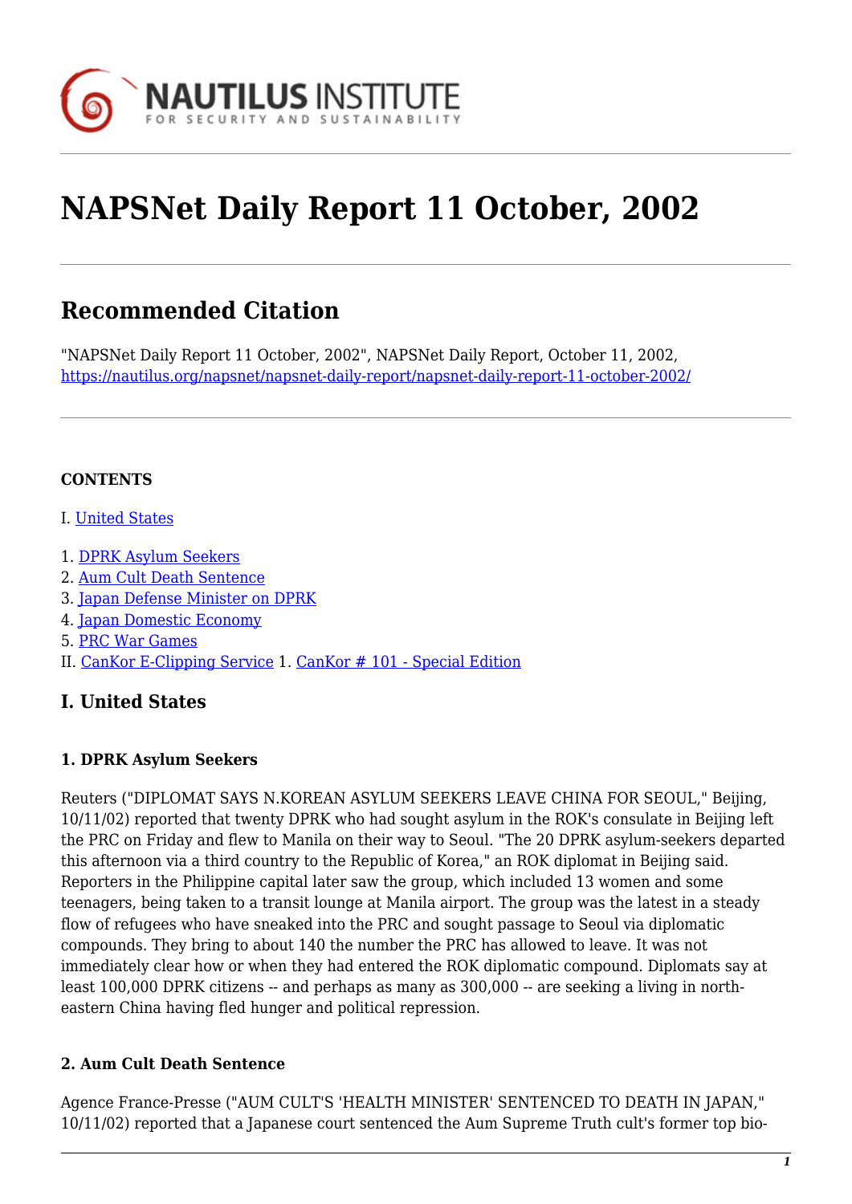# NAPSNet Daily Report 11 October, 2002

## Recommended Citation

"NAPSNet Daily Report 11 October, 2002", NAPSNet Daily Report, October 11, 2002, https://nautilus.org/napsnet/napsnet-daily-report/napsnet-daily-report-11-october-2002/

**CONTENTS**

I. United States

1. DPRK Asylum Seekers
2. Aum Cult Death Sentence
3. Japan Defense Minister on DPRK
4. Japan Domestic Economy
5. PRC War Games

II. CanKor E-Clipping Service 1. CanKor # 101 - Special Edition

## I. United States

### 1. DPRK Asylum Seekers

Reuters ("DIPLOMAT SAYS N.KOREAN ASYLUM SEEKERS LEAVE CHINA FOR SEOUL," Beijing, 10/11/02) reported that twenty DPRK who had sought asylum in the ROK's consulate in Beijing left the PRC on Friday and flew to Manila on their way to Seoul. "The 20 DPRK asylum-seekers departed this afternoon via a third country to the Republic of Korea," an ROK diplomat in Beijing said. Reporters in the Philippine capital later saw the group, which included 13 women and some teenagers, being taken to a transit lounge at Manila airport. The group was the latest in a steady flow of refugees who have sneaked into the PRC and sought passage to Seoul via diplomatic compounds. They bring to about 140 the number the PRC has allowed to leave. It was not immediately clear how or when they had entered the ROK diplomatic compound. Diplomats say at least 100,000 DPRK citizens -- and perhaps as many as 300,000 -- are seeking a living in north-eastern China having fled hunger and political repression.

### 2. Aum Cult Death Sentence

Agence France-Presse ("AUM CULT'S 'HEALTH MINISTER' SENTENCED TO DEATH IN JAPAN," 10/11/02) reported that a Japanese court sentenced the Aum Supreme Truth cult's former top bio-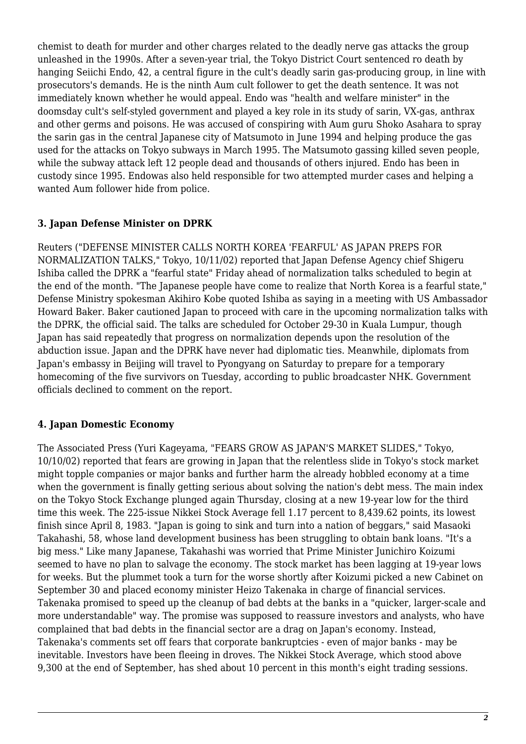chemist to death for murder and other charges related to the deadly nerve gas attacks the group unleashed in the 1990s. After a seven-year trial, the Tokyo District Court sentenced ro death by hanging Seiichi Endo, 42, a central figure in the cult's deadly sarin gas-producing group, in line with prosecutors's demands. He is the ninth Aum cult follower to get the death sentence. It was not immediately known whether he would appeal. Endo was "health and welfare minister" in the doomsday cult's self-styled government and played a key role in its study of sarin, VX-gas, anthrax and other germs and poisons. He was accused of conspiring with Aum guru Shoko Asahara to spray the sarin gas in the central Japanese city of Matsumoto in June 1994 and helping produce the gas used for the attacks on Tokyo subways in March 1995. The Matsumoto gassing killed seven people, while the subway attack left 12 people dead and thousands of others injured. Endo has been in custody since 1995. Endowas also held responsible for two attempted murder cases and helping a wanted Aum follower hide from police.

### 3. Japan Defense Minister on DPRK

Reuters ("DEFENSE MINISTER CALLS NORTH KOREA 'FEARFUL' AS JAPAN PREPS FOR NORMALIZATION TALKS," Tokyo, 10/11/02) reported that Japan Defense Agency chief Shigeru Ishiba called the DPRK a "fearful state" Friday ahead of normalization talks scheduled to begin at the end of the month. "The Japanese people have come to realize that North Korea is a fearful state," Defense Ministry spokesman Akihiro Kobe quoted Ishiba as saying in a meeting with US Ambassador Howard Baker. Baker cautioned Japan to proceed with care in the upcoming normalization talks with the DPRK, the official said. The talks are scheduled for October 29-30 in Kuala Lumpur, though Japan has said repeatedly that progress on normalization depends upon the resolution of the abduction issue. Japan and the DPRK have never had diplomatic ties. Meanwhile, diplomats from Japan's embassy in Beijing will travel to Pyongyang on Saturday to prepare for a temporary homecoming of the five survivors on Tuesday, according to public broadcaster NHK. Government officials declined to comment on the report.

### 4. Japan Domestic Economy

The Associated Press (Yuri Kageyama, "FEARS GROW AS JAPAN'S MARKET SLIDES," Tokyo, 10/10/02) reported that fears are growing in Japan that the relentless slide in Tokyo's stock market might topple companies or major banks and further harm the already hobbled economy at a time when the government is finally getting serious about solving the nation's debt mess. The main index on the Tokyo Stock Exchange plunged again Thursday, closing at a new 19-year low for the third time this week. The 225-issue Nikkei Stock Average fell 1.17 percent to 8,439.62 points, its lowest finish since April 8, 1983. "Japan is going to sink and turn into a nation of beggars," said Masaoki Takahashi, 58, whose land development business has been struggling to obtain bank loans. "It's a big mess." Like many Japanese, Takahashi was worried that Prime Minister Junichiro Koizumi seemed to have no plan to salvage the economy. The stock market has been lagging at 19-year lows for weeks. But the plummet took a turn for the worse shortly after Koizumi picked a new Cabinet on September 30 and placed economy minister Heizo Takenaka in charge of financial services. Takenaka promised to speed up the cleanup of bad debts at the banks in a "quicker, larger-scale and more understandable" way. The promise was supposed to reassure investors and analysts, who have complained that bad debts in the financial sector are a drag on Japan's economy. Instead, Takenaka's comments set off fears that corporate bankruptcies - even of major banks - may be inevitable. Investors have been fleeing in droves. The Nikkei Stock Average, which stood above 9,300 at the end of September, has shed about 10 percent in this month's eight trading sessions.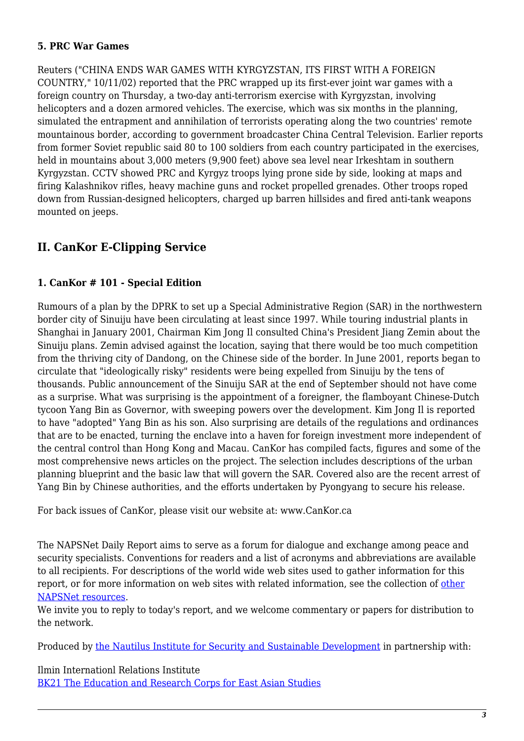#### 5. PRC War Games

Reuters ("CHINA ENDS WAR GAMES WITH KYRGYZSTAN, ITS FIRST WITH A FOREIGN COUNTRY," 10/11/02) reported that the PRC wrapped up its first-ever joint war games with a foreign country on Thursday, a two-day anti-terrorism exercise with Kyrgyzstan, involving helicopters and a dozen armored vehicles. The exercise, which was six months in the planning, simulated the entrapment and annihilation of terrorists operating along the two countries' remote mountainous border, according to government broadcaster China Central Television. Earlier reports from former Soviet republic said 80 to 100 soldiers from each country participated in the exercises, held in mountains about 3,000 meters (9,900 feet) above sea level near Irkeshtam in southern Kyrgyzstan. CCTV showed PRC and Kyrgyz troops lying prone side by side, looking at maps and firing Kalashnikov rifles, heavy machine guns and rocket propelled grenades. Other troops roped down from Russian-designed helicopters, charged up barren hillsides and fired anti-tank weapons mounted on jeeps.

## II. CanKor E-Clipping Service

#### 1. CanKor # 101 - Special Edition

Rumours of a plan by the DPRK to set up a Special Administrative Region (SAR) in the northwestern border city of Sinuiju have been circulating at least since 1997. While touring industrial plants in Shanghai in January 2001, Chairman Kim Jong Il consulted China's President Jiang Zemin about the Sinuiju plans. Zemin advised against the location, saying that there would be too much competition from the thriving city of Dandong, on the Chinese side of the border. In June 2001, reports began to circulate that "ideologically risky" residents were being expelled from Sinuiju by the tens of thousands. Public announcement of the Sinuiju SAR at the end of September should not have come as a surprise. What was surprising is the appointment of a foreigner, the flamboyant Chinese-Dutch tycoon Yang Bin as Governor, with sweeping powers over the development. Kim Jong Il is reported to have "adopted" Yang Bin as his son. Also surprising are details of the regulations and ordinances that are to be enacted, turning the enclave into a haven for foreign investment more independent of the central control than Hong Kong and Macau. CanKor has compiled facts, figures and some of the most comprehensive news articles on the project. The selection includes descriptions of the urban planning blueprint and the basic law that will govern the SAR. Covered also are the recent arrest of Yang Bin by Chinese authorities, and the efforts undertaken by Pyongyang to secure his release.

For back issues of CanKor, please visit our website at: www.CanKor.ca

The NAPSNet Daily Report aims to serve as a forum for dialogue and exchange among peace and security specialists. Conventions for readers and a list of acronyms and abbreviations are available to all recipients. For descriptions of the world wide web sites used to gather information for this report, or for more information on web sites with related information, see the collection of other NAPSNet resources.
We invite you to reply to today's report, and we welcome commentary or papers for distribution to the network.

Produced by the Nautilus Institute for Security and Sustainable Development in partnership with:

Ilmin Internationl Relations Institute
BK21 The Education and Research Corps for East Asian Studies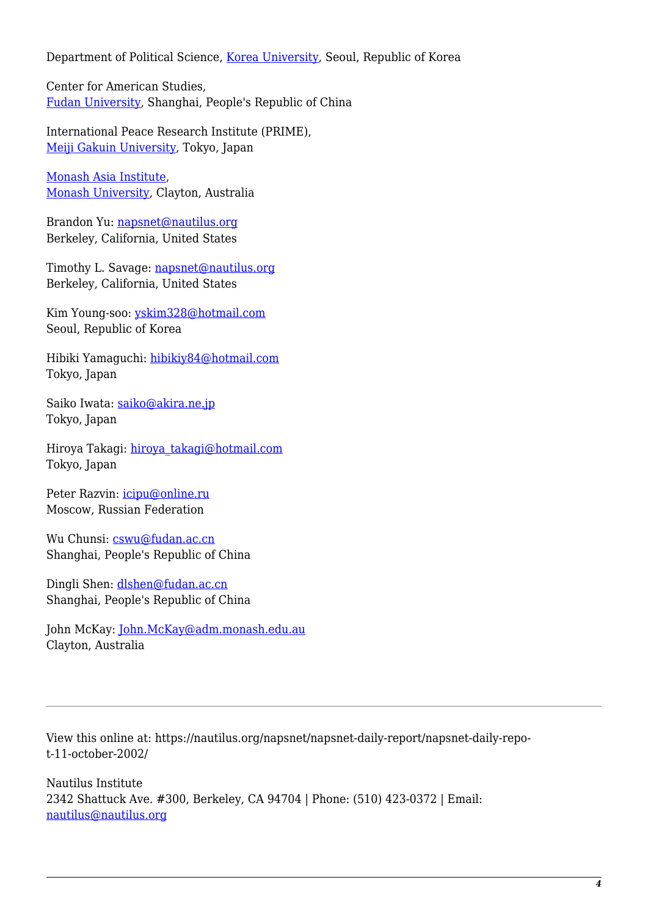Department of Political Science, [Korea University](), Seoul, Republic of Korea

Center for American Studies,
[Fudan University](), Shanghai, People's Republic of China

International Peace Research Institute (PRIME),
[Meiji Gakuin University](), Tokyo, Japan

[Monash Asia Institute](),
[Monash University](), Clayton, Australia

Brandon Yu: napsnet@nautilus.org
Berkeley, California, United States

Timothy L. Savage: napsnet@nautilus.org
Berkeley, California, United States

Kim Young-soo: yskim328@hotmail.com
Seoul, Republic of Korea

Hibiki Yamaguchi: hibikiy84@hotmail.com
Tokyo, Japan

Saiko Iwata: saiko@akira.ne.jp
Tokyo, Japan

Hiroya Takagi: hiroya_takagi@hotmail.com
Tokyo, Japan

Peter Razvin: icipu@online.ru
Moscow, Russian Federation

Wu Chunsi: cswu@fudan.ac.cn
Shanghai, People's Republic of China

Dingli Shen: dlshen@fudan.ac.cn
Shanghai, People's Republic of China

John McKay: John.McKay@adm.monash.edu.au
Clayton, Australia

---

View this online at: https://nautilus.org/napsnet/napsnet-daily-report/napsnet-daily-report-11-october-2002/

Nautilus Institute
2342 Shattuck Ave. #300, Berkeley, CA 94704 | Phone: (510) 423-0372 | Email: nautilus@nautilus.org